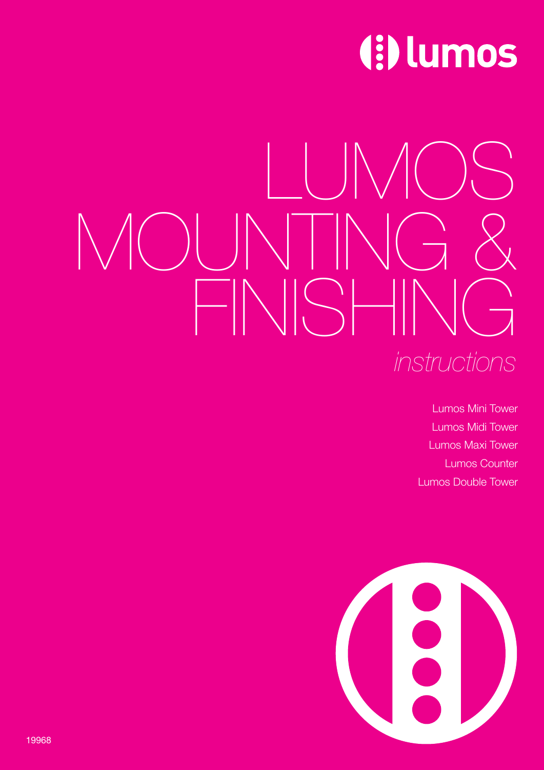lumos

# LUMOS MOUNTING & FINISHING

*instructions*

Lumos Mini Tower
Lumos Midi Tower
Lumos Maxi Tower
Lumos Counter
Lumos Double Tower

19968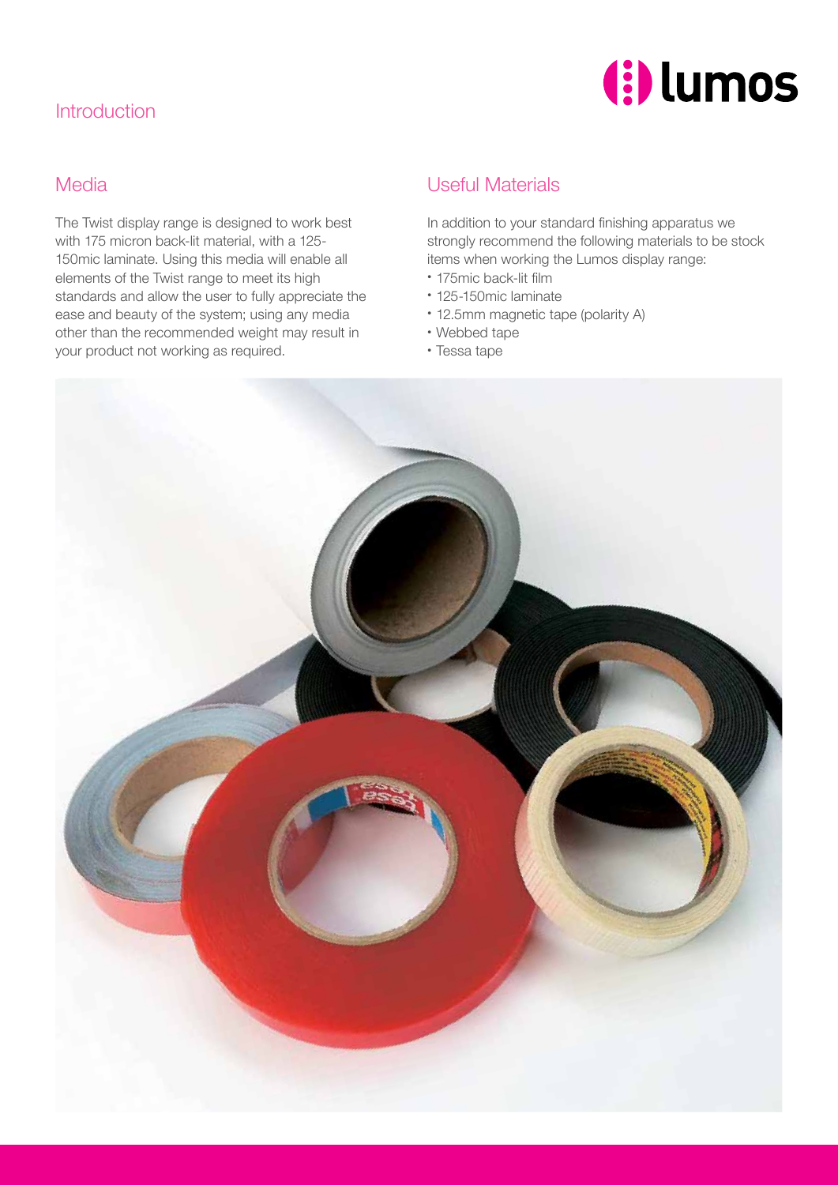# Introduction

## Media

The Twist display range is designed to work best with 175 micron back-lit material, with a 125-150mic laminate. Using this media will enable all elements of the Twist range to meet its high standards and allow the user to fully appreciate the ease and beauty of the system; using any media other than the recommended weight may result in your product not working as required.

## Useful Materials

In addition to your standard finishing apparatus we strongly recommend the following materials to be stock items when working the Lumos display range:

- 175mic back-lit film
- 125-150mic laminate
- 12.5mm magnetic tape (polarity A)
- Webbed tape
- Tessa tape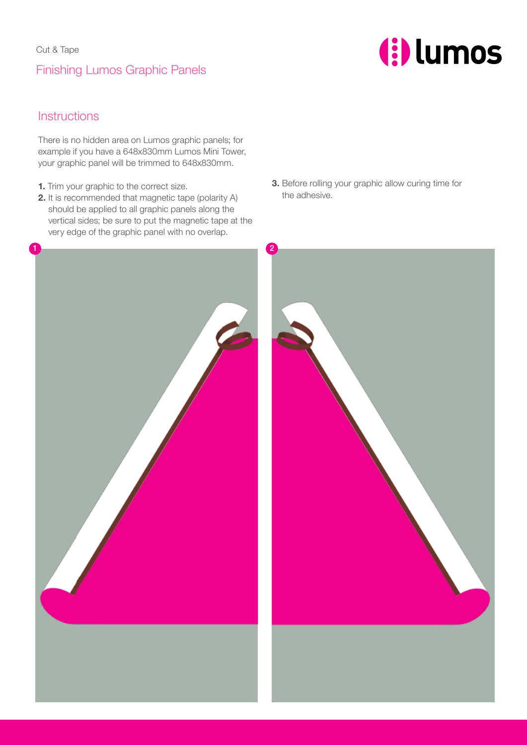Cut & Tape

# Finishing Lumos Graphic Panels

## Instructions

There is no hidden area on Lumos graphic panels; for example if you have a 648x830mm Lumos Mini Tower, your graphic panel will be trimmed to 648x830mm.

**1.** Trim your graphic to the correct size.

**2.** It is recommended that magnetic tape (polarity A) should be applied to all graphic panels along the vertical sides; be sure to put the magnetic tape at the very edge of the graphic panel with no overlap.

**3.** Before rolling your graphic allow curing time for the adhesive.

1

2